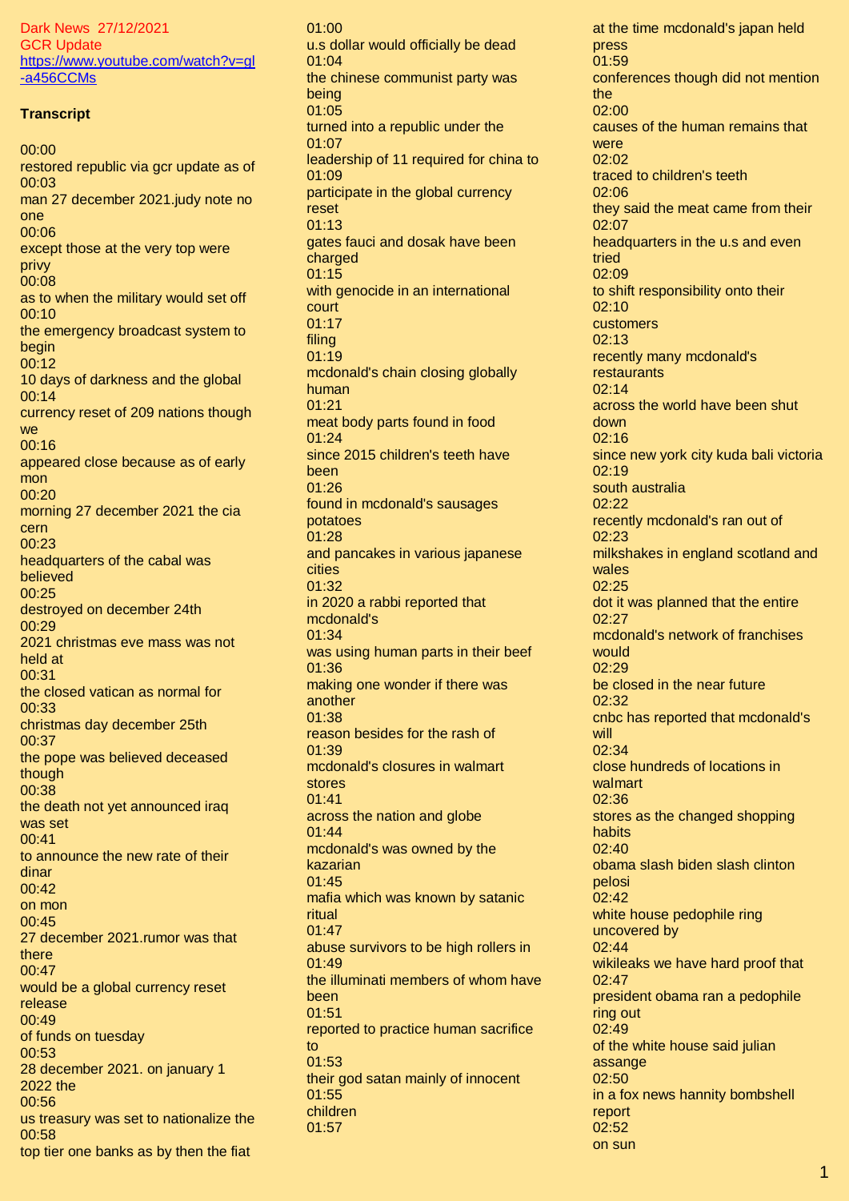Dark News 27/12/2021
GCR Update
https://www.youtube.com/watch?v=gl-a456CCMs

**Transcript**

00:00
restored republic via gcr update as of
00:03
man 27 december 2021.judy note no one
00:06
except those at the very top were privy
00:08
as to when the military would set off
00:10
the emergency broadcast system to begin
00:12
10 days of darkness and the global
00:14
currency reset of 209 nations though we
00:16
appeared close because as of early mon
00:20
morning 27 december 2021 the cia cern
00:23
headquarters of the cabal was believed
00:25
destroyed on december 24th
00:29
2021 christmas eve mass was not held at
00:31
the closed vatican as normal for
00:33
christmas day december 25th
00:37
the pope was believed deceased though
00:38
the death not yet announced iraq was set
00:41
to announce the new rate of their dinar
00:42
on mon
00:45
27 december 2021.rumor was that there
00:47
would be a global currency reset release
00:49
of funds on tuesday
00:53
28 december 2021. on january 1 2022 the
00:56
us treasury was set to nationalize the
00:58
top tier one banks as by then the fiat
01:00
u.s dollar would officially be dead
01:04
the chinese communist party was being
01:05
turned into a republic under the
01:07
leadership of 11 required for china to
01:09
participate in the global currency reset
01:13
gates fauci and dosak have been charged
01:15
with genocide in an international court
01:17
filing
01:19
mcdonald's chain closing globally human
01:21
meat body parts found in food
01:24
since 2015 children's teeth have been
01:26
found in mcdonald's sausages potatoes
01:28
and pancakes in various japanese cities
01:32
in 2020 a rabbi reported that mcdonald's
01:34
was using human parts in their beef
01:36
making one wonder if there was another
01:38
reason besides for the rash of
01:39
mcdonald's closures in walmart stores
01:41
across the nation and globe
01:44
mcdonald's was owned by the kazarian
01:45
mafia which was known by satanic ritual
01:47
abuse survivors to be high rollers in
01:49
the illuminati members of whom have been
01:51
reported to practice human sacrifice to
01:53
their god satan mainly of innocent
01:55
children
01:57
at the time mcdonald's japan held press
01:59
conferences though did not mention the
02:00
causes of the human remains that were
02:02
traced to children's teeth
02:06
they said the meat came from their
02:07
headquarters in the u.s and even tried
02:09
to shift responsibility onto their
02:10
customers
02:13
recently many mcdonald's restaurants
02:14
across the world have been shut down
02:16
since new york city kuda bali victoria
02:19
south australia
02:22
recently mcdonald's ran out of
02:23
milkshakes in england scotland and wales
02:25
dot it was planned that the entire
02:27
mcdonald's network of franchises would
02:29
be closed in the near future
02:32
cnbc has reported that mcdonald's will
02:34
close hundreds of locations in walmart
02:36
stores as the changed shopping habits
02:40
obama slash biden slash clinton pelosi
02:42
white house pedophile ring uncovered by
02:44
wikileaks we have hard proof that
02:47
president obama ran a pedophile ring out
02:49
of the white house said julian assange
02:50
in a fox news hannity bombshell report
02:52
on sun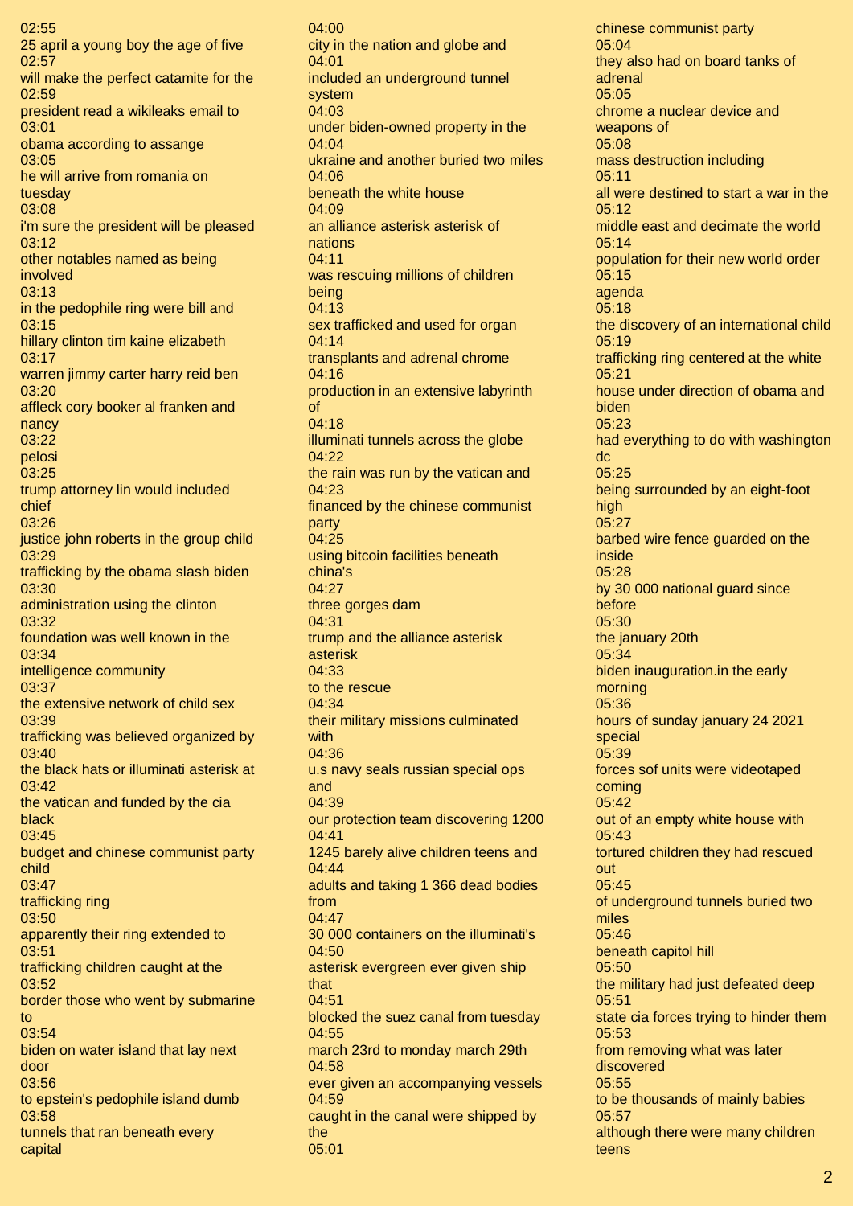02:55
25 april a young boy the age of five
02:57
will make the perfect catamite for the
02:59
president read a wikileaks email to
03:01
obama according to assange
03:05
he will arrive from romania on tuesday
03:08
i'm sure the president will be pleased
03:12
other notables named as being involved
03:13
in the pedophile ring were bill and
03:15
hillary clinton tim kaine elizabeth
03:17
warren jimmy carter harry reid ben
03:20
affleck cory booker al franken and nancy
03:22
pelosi
03:25
trump attorney lin would included chief
03:26
justice john roberts in the group child
03:29
trafficking by the obama slash biden
03:30
administration using the clinton
03:32
foundation was well known in the
03:34
intelligence community
03:37
the extensive network of child sex
03:39
trafficking was believed organized by
03:40
the black hats or illuminati asterisk at
03:42
the vatican and funded by the cia black
03:45
budget and chinese communist party child
03:47
trafficking ring
03:50
apparently their ring extended to
03:51
trafficking children caught at the
03:52
border those who went by submarine to
03:54
biden on water island that lay next door
03:56
to epstein's pedophile island dumb
03:58
tunnels that ran beneath every capital
04:00
city in the nation and globe and
04:01
included an underground tunnel system
04:03
under biden-owned property in the
04:04
ukraine and another buried two miles
04:06
beneath the white house
04:09
an alliance asterisk asterisk of nations
04:11
was rescuing millions of children being
04:13
sex trafficked and used for organ
04:14
transplants and adrenal chrome
04:16
production in an extensive labyrinth of
04:18
illuminati tunnels across the globe
04:22
the rain was run by the vatican and
04:23
financed by the chinese communist party
04:25
using bitcoin facilities beneath china's
04:27
three gorges dam
04:31
trump and the alliance asterisk asterisk
04:33
to the rescue
04:34
their military missions culminated with
04:36
u.s navy seals russian special ops and
04:39
our protection team discovering 1200
04:41
1245 barely alive children teens and
04:44
adults and taking 1 366 dead bodies from
04:47
30 000 containers on the illuminati's
04:50
asterisk evergreen ever given ship that
04:51
blocked the suez canal from tuesday
04:55
march 23rd to monday march 29th
04:58
ever given an accompanying vessels
04:59
caught in the canal were shipped by the
05:01
chinese communist party
05:04
they also had on board tanks of adrenal
05:05
chrome a nuclear device and weapons of
05:08
mass destruction including
05:11
all were destined to start a war in the
05:12
middle east and decimate the world
05:14
population for their new world order
05:15
agenda
05:18
the discovery of an international child
05:19
trafficking ring centered at the white
05:21
house under direction of obama and biden
05:23
had everything to do with washington dc
05:25
being surrounded by an eight-foot high
05:27
barbed wire fence guarded on the inside
05:28
by 30 000 national guard since before
05:30
the january 20th
05:34
biden inauguration.in the early morning
05:36
hours of sunday january 24 2021 special
05:39
forces sof units were videotaped coming
05:42
out of an empty white house with
05:43
tortured children they had rescued out
05:45
of underground tunnels buried two miles
05:46
beneath capitol hill
05:50
the military had just defeated deep
05:51
state cia forces trying to hinder them
05:53
from removing what was later discovered
05:55
to be thousands of mainly babies
05:57
although there were many children teens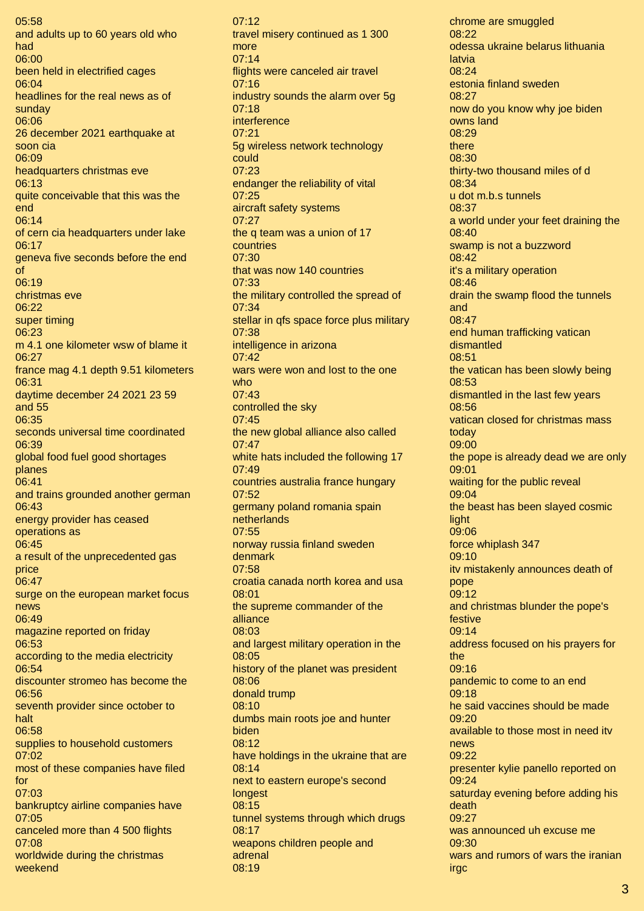05:58
and adults up to 60 years old who had
06:00
been held in electrified cages
06:04
headlines for the real news as of sunday
06:06
26 december 2021 earthquake at soon cia
06:09
headquarters christmas eve
06:13
quite conceivable that this was the end
06:14
of cern cia headquarters under lake
06:17
geneva five seconds before the end of
06:19
christmas eve
06:22
super timing
06:23
m 4.1 one kilometer wsw of blame it
06:27
france mag 4.1 depth 9.51 kilometers
06:31
daytime december 24 2021 23 59 and 55
06:35
seconds universal time coordinated
06:39
global food fuel good shortages planes
06:41
and trains grounded another german
06:43
energy provider has ceased operations as
06:45
a result of the unprecedented gas price
06:47
surge on the european market focus news
06:49
magazine reported on friday
06:53
according to the media electricity
06:54
discounter stromeo has become the
06:56
seventh provider since october to halt
06:58
supplies to household customers
07:02
most of these companies have filed for
07:03
bankruptcy airline companies have
07:05
canceled more than 4 500 flights
07:08
worldwide during the christmas weekend
07:12
travel misery continued as 1 300 more
07:14
flights were canceled air travel
07:16
industry sounds the alarm over 5g
07:18
interference
07:21
5g wireless network technology could
07:23
endanger the reliability of vital
07:25
aircraft safety systems
07:27
the q team was a union of 17 countries
07:30
that was now 140 countries
07:33
the military controlled the spread of
07:34
stellar in qfs space force plus military
07:38
intelligence in arizona
07:42
wars were won and lost to the one who
07:43
controlled the sky
07:45
the new global alliance also called
07:47
white hats included the following 17
07:49
countries australia france hungary
07:52
germany poland romania spain netherlands
07:55
norway russia finland sweden denmark
07:58
croatia canada north korea and usa
08:01
the supreme commander of the alliance
08:03
and largest military operation in the
08:05
history of the planet was president
08:06
donald trump
08:10
dumbs main roots joe and hunter biden
08:12
have holdings in the ukraine that are
08:14
next to eastern europe's second longest
08:15
tunnel systems through which drugs
08:17
weapons children people and adrenal
08:19
chrome are smuggled
08:22
odessa ukraine belarus lithuania latvia
08:24
estonia finland sweden
08:27
now do you know why joe biden owns land
08:29
there
08:30
thirty-two thousand miles of d
08:34
u dot m.b.s tunnels
08:37
a world under your feet draining the
08:40
swamp is not a buzzword
08:42
it's a military operation
08:46
drain the swamp flood the tunnels and
08:47
end human trafficking vatican dismantled
08:51
the vatican has been slowly being
08:53
dismantled in the last few years
08:56
vatican closed for christmas mass today
09:00
the pope is already dead we are only
09:01
waiting for the public reveal
09:04
the beast has been slayed cosmic light
09:06
force whiplash 347
09:10
itv mistakenly announces death of pope
09:12
and christmas blunder the pope's festive
09:14
address focused on his prayers for the
09:16
pandemic to come to an end
09:18
he said vaccines should be made
09:20
available to those most in need itv news
09:22
presenter kylie panello reported on
09:24
saturday evening before adding his death
09:27
was announced uh excuse me
09:30
wars and rumors of wars the iranian irgc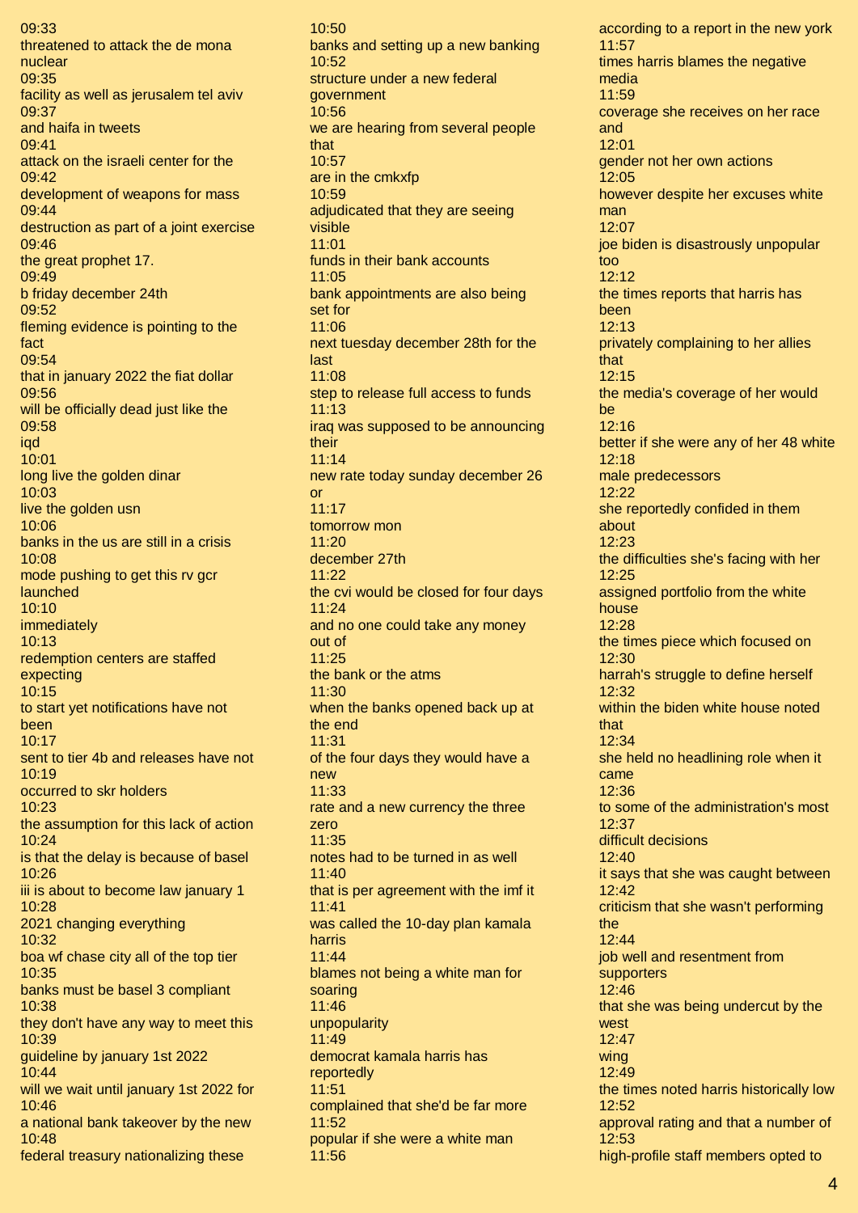09:33
threatened to attack the de mona nuclear
09:35
facility as well as jerusalem tel aviv
09:37
and haifa in tweets
09:41
attack on the israeli center for the
09:42
development of weapons for mass
09:44
destruction as part of a joint exercise
09:46
the great prophet 17.
09:49
b friday december 24th
09:52
fleming evidence is pointing to the fact
09:54
that in january 2022 the fiat dollar
09:56
will be officially dead just like the
09:58
iqd
10:01
long live the golden dinar
10:03
live the golden usn
10:06
banks in the us are still in a crisis
10:08
mode pushing to get this rv gcr launched
10:10
immediately
10:13
redemption centers are staffed expecting
10:15
to start yet notifications have not been
10:17
sent to tier 4b and releases have not
10:19
occurred to skr holders
10:23
the assumption for this lack of action
10:24
is that the delay is because of basel
10:26
iii is about to become law january 1
10:28
2021 changing everything
10:32
boa wf chase city all of the top tier
10:35
banks must be basel 3 compliant
10:38
they don't have any way to meet this
10:39
guideline by january 1st 2022
10:44
will we wait until january 1st 2022 for
10:46
a national bank takeover by the new
10:48
federal treasury nationalizing these
10:50
banks and setting up a new banking
10:52
structure under a new federal government
10:56
we are hearing from several people that
10:57
are in the cmkxfp
10:59
adjudicated that they are seeing visible
11:01
funds in their bank accounts
11:05
bank appointments are also being set for
11:06
next tuesday december 28th for the last
11:08
step to release full access to funds
11:13
iraq was supposed to be announcing their
11:14
new rate today sunday december 26 or
11:17
tomorrow mon
11:20
december 27th
11:22
the cvi would be closed for four days
11:24
and no one could take any money out of
11:25
the bank or the atms
11:30
when the banks opened back up at the end
11:31
of the four days they would have a new
11:33
rate and a new currency the three zero
11:35
notes had to be turned in as well
11:40
that is per agreement with the imf it
11:41
was called the 10-day plan kamala harris
11:44
blames not being a white man for soaring
11:46
unpopularity
11:49
democrat kamala harris has reportedly
11:51
complained that she'd be far more
11:52
popular if she were a white man
11:56
according to a report in the new york
11:57
times harris blames the negative media
11:59
coverage she receives on her race and
12:01
gender not her own actions
12:05
however despite her excuses white man
12:07
joe biden is disastrously unpopular too
12:12
the times reports that harris has been
12:13
privately complaining to her allies that
12:15
the media's coverage of her would be
12:16
better if she were any of her 48 white
12:18
male predecessors
12:22
she reportedly confided in them about
12:23
the difficulties she's facing with her
12:25
assigned portfolio from the white house
12:28
the times piece which focused on
12:30
harrah's struggle to define herself
12:32
within the biden white house noted that
12:34
she held no headlining role when it came
12:36
to some of the administration's most
12:37
difficult decisions
12:40
it says that she was caught between
12:42
criticism that she wasn't performing the
12:44
job well and resentment from supporters
12:46
that she was being undercut by the west
12:47
wing
12:49
the times noted harris historically low
12:52
approval rating and that a number of
12:53
high-profile staff members opted to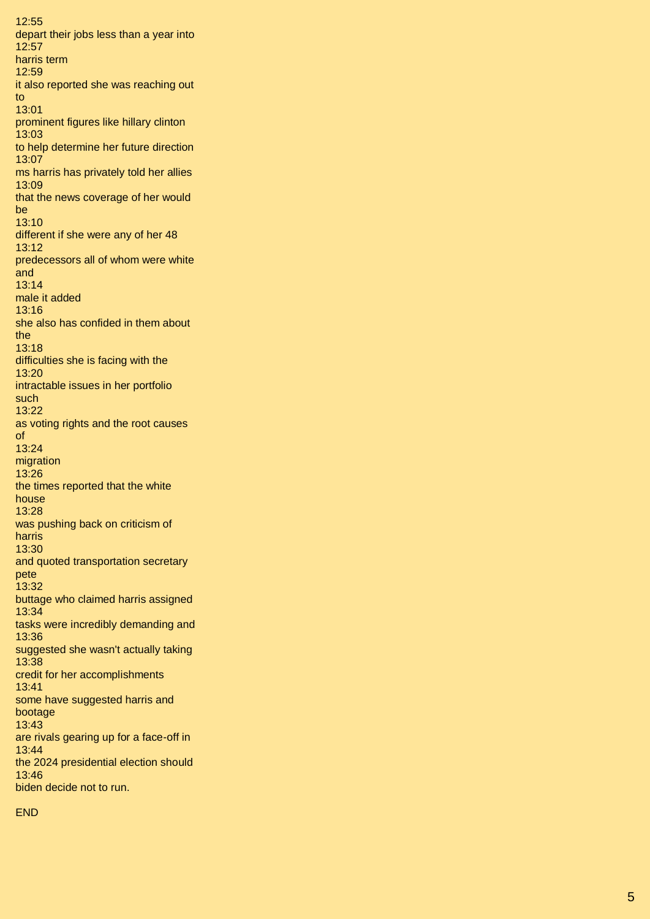12:55
depart their jobs less than a year into
12:57
harris term
12:59
it also reported she was reaching out to
13:01
prominent figures like hillary clinton
13:03
to help determine her future direction
13:07
ms harris has privately told her allies
13:09
that the news coverage of her would be
13:10
different if she were any of her 48
13:12
predecessors all of whom were white and
13:14
male it added
13:16
she also has confided in them about the
13:18
difficulties she is facing with the
13:20
intractable issues in her portfolio such
13:22
as voting rights and the root causes of
13:24
migration
13:26
the times reported that the white house
13:28
was pushing back on criticism of harris
13:30
and quoted transportation secretary pete
13:32
buttage who claimed harris assigned
13:34
tasks were incredibly demanding and
13:36
suggested she wasn't actually taking
13:38
credit for her accomplishments
13:41
some have suggested harris and bootage
13:43
are rivals gearing up for a face-off in
13:44
the 2024 presidential election should
13:46
biden decide not to run.

END